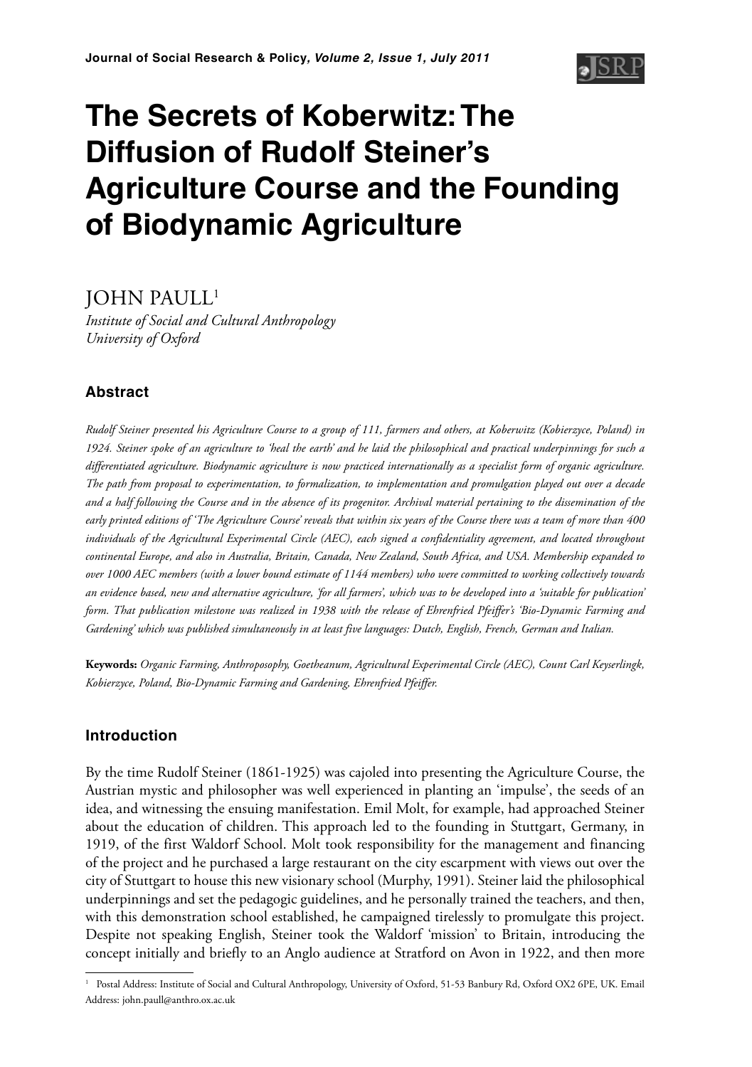# The Secrets of Koberwitz: The Diffusion of Rudolf Steiner's Agriculture Course and the Founding of Biodynamic Agriculture

JOHN PAULL[1]

*Institute of Social and Cultural Anthropology*
*University of Oxford*

## Abstract

*Rudolf Steiner presented his Agriculture Course to a group of 111, farmers and others, at Koberwitz (Kobierzyce, Poland) in 1924. Steiner spoke of an agriculture to 'heal the earth' and he laid the philosophical and practical underpinnings for such a differentiated agriculture. Biodynamic agriculture is now practiced internationally as a specialist form of organic agriculture. The path from proposal to experimentation, to formalization, to implementation and promulgation played out over a decade and a half following the Course and in the absence of its progenitor. Archival material pertaining to the dissemination of the early printed editions of 'The Agriculture Course' reveals that within six years of the Course there was a team of more than 400 individuals of the Agricultural Experimental Circle (AEC), each signed a confidentiality agreement, and located throughout continental Europe, and also in Australia, Britain, Canada, New Zealand, South Africa, and USA. Membership expanded to over 1000 AEC members (with a lower bound estimate of 1144 members) who were committed to working collectively towards an evidence based, new and alternative agriculture, 'for all farmers', which was to be developed into a 'suitable for publication' form. That publication milestone was realized in 1938 with the release of Ehrenfried Pfeiffer's 'Bio-Dynamic Farming and Gardening' which was published simultaneously in at least five languages: Dutch, English, French, German and Italian.*

**Keywords:** *Organic Farming, Anthroposophy, Goetheanum, Agricultural Experimental Circle (AEC), Count Carl Keyserlingk, Kobierzyce, Poland, Bio-Dynamic Farming and Gardening, Ehrenfried Pfeiffer.*

## Introduction

By the time Rudolf Steiner (1861-1925) was cajoled into presenting the Agriculture Course, the Austrian mystic and philosopher was well experienced in planting an 'impulse', the seeds of an idea, and witnessing the ensuing manifestation. Emil Molt, for example, had approached Steiner about the education of children. This approach led to the founding in Stuttgart, Germany, in 1919, of the first Waldorf School. Molt took responsibility for the management and financing of the project and he purchased a large restaurant on the city escarpment with views out over the city of Stuttgart to house this new visionary school (Murphy, 1991). Steiner laid the philosophical underpinnings and set the pedagogic guidelines, and he personally trained the teachers, and then, with this demonstration school established, he campaigned tirelessly to promulgate this project. Despite not speaking English, Steiner took the Waldorf 'mission' to Britain, introducing the concept initially and briefly to an Anglo audience at Stratford on Avon in 1922, and then more

[1] Postal Address: Institute of Social and Cultural Anthropology, University of Oxford, 51-53 Banbury Rd, Oxford OX2 6PE, UK. Email Address: john.paull@anthro.ox.ac.uk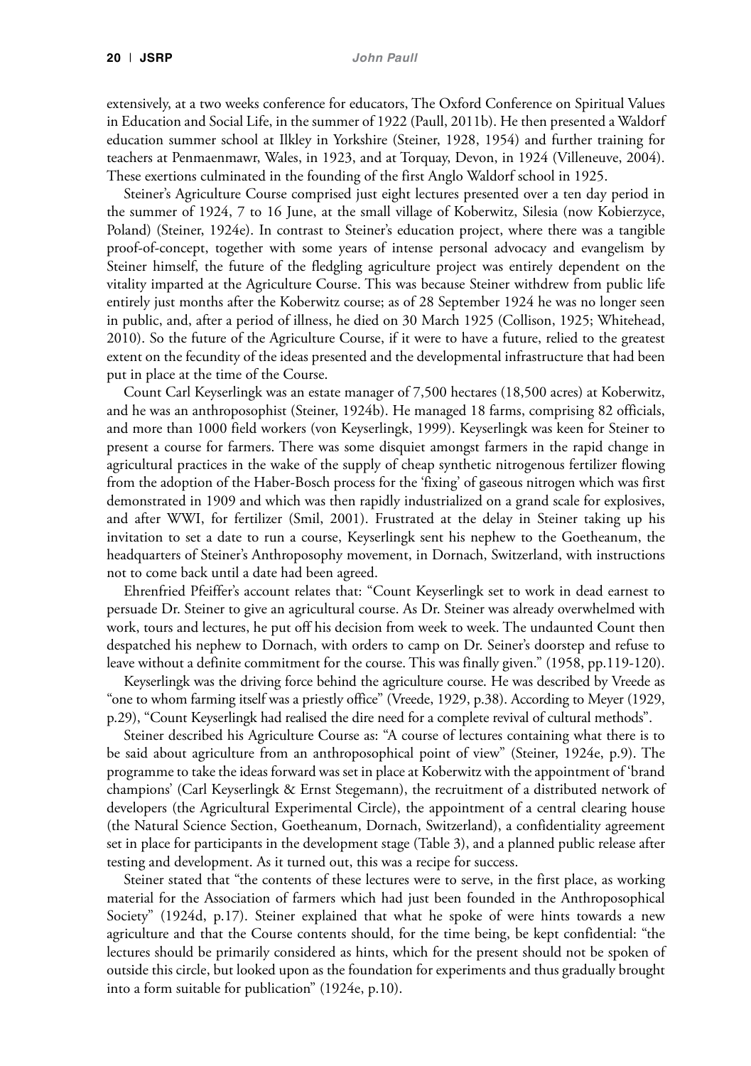extensively, at a two weeks conference for educators, The Oxford Conference on Spiritual Values in Education and Social Life, in the summer of 1922 (Paull, 2011b). He then presented a Waldorf education summer school at Ilkley in Yorkshire (Steiner, 1928, 1954) and further training for teachers at Penmaenmawr, Wales, in 1923, and at Torquay, Devon, in 1924 (Villeneuve, 2004). These exertions culminated in the founding of the first Anglo Waldorf school in 1925.

Steiner's Agriculture Course comprised just eight lectures presented over a ten day period in the summer of 1924, 7 to 16 June, at the small village of Koberwitz, Silesia (now Kobierzyce, Poland) (Steiner, 1924e). In contrast to Steiner's education project, where there was a tangible proof-of-concept, together with some years of intense personal advocacy and evangelism by Steiner himself, the future of the fledgling agriculture project was entirely dependent on the vitality imparted at the Agriculture Course. This was because Steiner withdrew from public life entirely just months after the Koberwitz course; as of 28 September 1924 he was no longer seen in public, and, after a period of illness, he died on 30 March 1925 (Collison, 1925; Whitehead, 2010). So the future of the Agriculture Course, if it were to have a future, relied to the greatest extent on the fecundity of the ideas presented and the developmental infrastructure that had been put in place at the time of the Course.

Count Carl Keyserlingk was an estate manager of 7,500 hectares (18,500 acres) at Koberwitz, and he was an anthroposophist (Steiner, 1924b). He managed 18 farms, comprising 82 officials, and more than 1000 field workers (von Keyserlingk, 1999). Keyserlingk was keen for Steiner to present a course for farmers. There was some disquiet amongst farmers in the rapid change in agricultural practices in the wake of the supply of cheap synthetic nitrogenous fertilizer flowing from the adoption of the Haber-Bosch process for the 'fixing' of gaseous nitrogen which was first demonstrated in 1909 and which was then rapidly industrialized on a grand scale for explosives, and after WWI, for fertilizer (Smil, 2001). Frustrated at the delay in Steiner taking up his invitation to set a date to run a course, Keyserlingk sent his nephew to the Goetheanum, the headquarters of Steiner's Anthroposophy movement, in Dornach, Switzerland, with instructions not to come back until a date had been agreed.

Ehrenfried Pfeiffer's account relates that: "Count Keyserlingk set to work in dead earnest to persuade Dr. Steiner to give an agricultural course. As Dr. Steiner was already overwhelmed with work, tours and lectures, he put off his decision from week to week. The undaunted Count then despatched his nephew to Dornach, with orders to camp on Dr. Seiner's doorstep and refuse to leave without a definite commitment for the course. This was finally given." (1958, pp.119-120).

Keyserlingk was the driving force behind the agriculture course. He was described by Vreede as "one to whom farming itself was a priestly office" (Vreede, 1929, p.38). According to Meyer (1929, p.29), "Count Keyserlingk had realised the dire need for a complete revival of cultural methods".

Steiner described his Agriculture Course as: "A course of lectures containing what there is to be said about agriculture from an anthroposophical point of view" (Steiner, 1924e, p.9). The programme to take the ideas forward was set in place at Koberwitz with the appointment of 'brand champions' (Carl Keyserlingk & Ernst Stegemann), the recruitment of a distributed network of developers (the Agricultural Experimental Circle), the appointment of a central clearing house (the Natural Science Section, Goetheanum, Dornach, Switzerland), a confidentiality agreement set in place for participants in the development stage (Table 3), and a planned public release after testing and development. As it turned out, this was a recipe for success.

Steiner stated that "the contents of these lectures were to serve, in the first place, as working material for the Association of farmers which had just been founded in the Anthroposophical Society" (1924d, p.17). Steiner explained that what he spoke of were hints towards a new agriculture and that the Course contents should, for the time being, be kept confidential: "the lectures should be primarily considered as hints, which for the present should not be spoken of outside this circle, but looked upon as the foundation for experiments and thus gradually brought into a form suitable for publication" (1924e, p.10).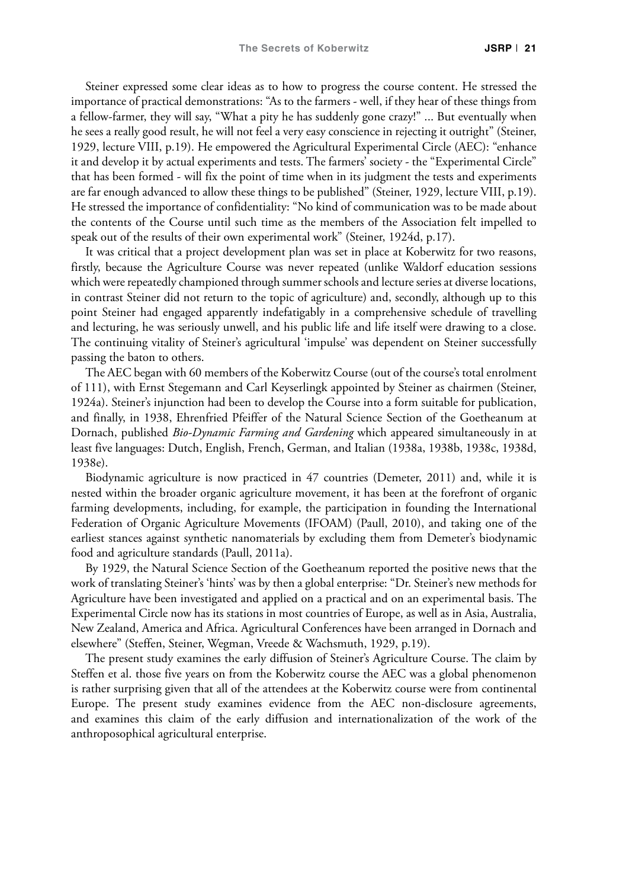Steiner expressed some clear ideas as to how to progress the course content. He stressed the importance of practical demonstrations: "As to the farmers - well, if they hear of these things from a fellow-farmer, they will say, "What a pity he has suddenly gone crazy!" ... But eventually when he sees a really good result, he will not feel a very easy conscience in rejecting it outright" (Steiner, 1929, lecture VIII, p.19). He empowered the Agricultural Experimental Circle (AEC): "enhance it and develop it by actual experiments and tests. The farmers' society - the "Experimental Circle" that has been formed - will fix the point of time when in its judgment the tests and experiments are far enough advanced to allow these things to be published" (Steiner, 1929, lecture VIII, p.19). He stressed the importance of confidentiality: "No kind of communication was to be made about the contents of the Course until such time as the members of the Association felt impelled to speak out of the results of their own experimental work" (Steiner, 1924d, p.17).

It was critical that a project development plan was set in place at Koberwitz for two reasons, firstly, because the Agriculture Course was never repeated (unlike Waldorf education sessions which were repeatedly championed through summer schools and lecture series at diverse locations, in contrast Steiner did not return to the topic of agriculture) and, secondly, although up to this point Steiner had engaged apparently indefatigably in a comprehensive schedule of travelling and lecturing, he was seriously unwell, and his public life and life itself were drawing to a close. The continuing vitality of Steiner's agricultural 'impulse' was dependent on Steiner successfully passing the baton to others.

The AEC began with 60 members of the Koberwitz Course (out of the course's total enrolment of 111), with Ernst Stegemann and Carl Keyserlingk appointed by Steiner as chairmen (Steiner, 1924a). Steiner's injunction had been to develop the Course into a form suitable for publication, and finally, in 1938, Ehrenfried Pfeiffer of the Natural Science Section of the Goetheanum at Dornach, published *Bio-Dynamic Farming and Gardening* which appeared simultaneously in at least five languages: Dutch, English, French, German, and Italian (1938a, 1938b, 1938c, 1938d, 1938e).

Biodynamic agriculture is now practiced in 47 countries (Demeter, 2011) and, while it is nested within the broader organic agriculture movement, it has been at the forefront of organic farming developments, including, for example, the participation in founding the International Federation of Organic Agriculture Movements (IFOAM) (Paull, 2010), and taking one of the earliest stances against synthetic nanomaterials by excluding them from Demeter's biodynamic food and agriculture standards (Paull, 2011a).

By 1929, the Natural Science Section of the Goetheanum reported the positive news that the work of translating Steiner's 'hints' was by then a global enterprise: "Dr. Steiner's new methods for Agriculture have been investigated and applied on a practical and on an experimental basis. The Experimental Circle now has its stations in most countries of Europe, as well as in Asia, Australia, New Zealand, America and Africa. Agricultural Conferences have been arranged in Dornach and elsewhere" (Steffen, Steiner, Wegman, Vreede & Wachsmuth, 1929, p.19).

The present study examines the early diffusion of Steiner's Agriculture Course. The claim by Steffen et al. those five years on from the Koberwitz course the AEC was a global phenomenon is rather surprising given that all of the attendees at the Koberwitz course were from continental Europe. The present study examines evidence from the AEC non-disclosure agreements, and examines this claim of the early diffusion and internationalization of the work of the anthroposophical agricultural enterprise.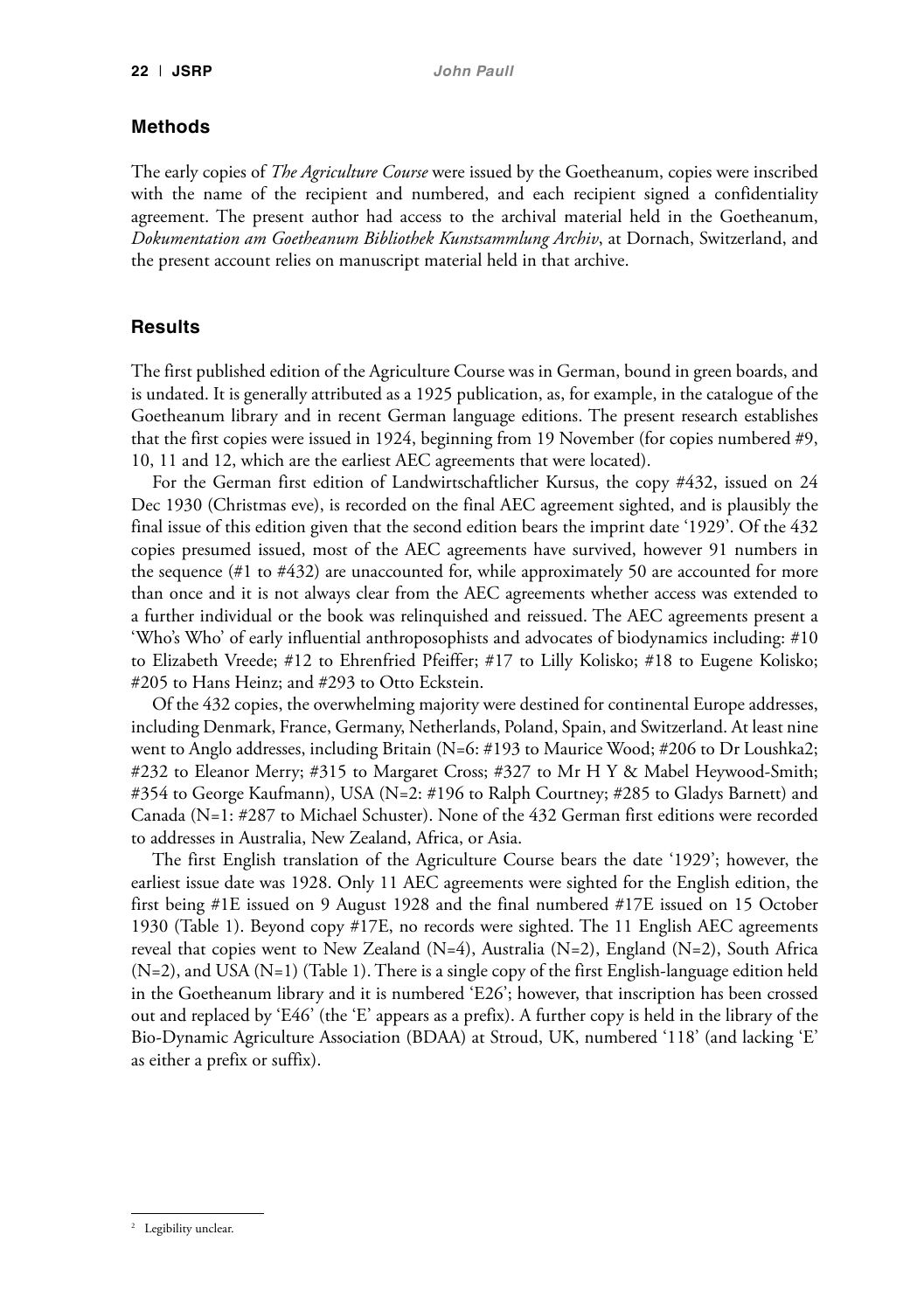## Methods

The early copies of *The Agriculture Course* were issued by the Goetheanum, copies were inscribed with the name of the recipient and numbered, and each recipient signed a confidentiality agreement. The present author had access to the archival material held in the Goetheanum, *Dokumentation am Goetheanum Bibliothek Kunstsammlung Archiv*, at Dornach, Switzerland, and the present account relies on manuscript material held in that archive.

## Results

The first published edition of the Agriculture Course was in German, bound in green boards, and is undated. It is generally attributed as a 1925 publication, as, for example, in the catalogue of the Goetheanum library and in recent German language editions. The present research establishes that the first copies were issued in 1924, beginning from 19 November (for copies numbered #9, 10, 11 and 12, which are the earliest AEC agreements that were located).

For the German first edition of Landwirtschaftlicher Kursus, the copy #432, issued on 24 Dec 1930 (Christmas eve), is recorded on the final AEC agreement sighted, and is plausibly the final issue of this edition given that the second edition bears the imprint date '1929'. Of the 432 copies presumed issued, most of the AEC agreements have survived, however 91 numbers in the sequence (#1 to #432) are unaccounted for, while approximately 50 are accounted for more than once and it is not always clear from the AEC agreements whether access was extended to a further individual or the book was relinquished and reissued. The AEC agreements present a 'Who's Who' of early influential anthroposophists and advocates of biodynamics including: #10 to Elizabeth Vreede; #12 to Ehrenfried Pfeiffer; #17 to Lilly Kolisko; #18 to Eugene Kolisko; #205 to Hans Heinz; and #293 to Otto Eckstein.

Of the 432 copies, the overwhelming majority were destined for continental Europe addresses, including Denmark, France, Germany, Netherlands, Poland, Spain, and Switzerland. At least nine went to Anglo addresses, including Britain (N=6: #193 to Maurice Wood; #206 to Dr Loushka[2]; #232 to Eleanor Merry; #315 to Margaret Cross; #327 to Mr H Y & Mabel Heywood-Smith; #354 to George Kaufmann), USA (N=2: #196 to Ralph Courtney; #285 to Gladys Barnett) and Canada (N=1: #287 to Michael Schuster). None of the 432 German first editions were recorded to addresses in Australia, New Zealand, Africa, or Asia.

The first English translation of the Agriculture Course bears the date '1929'; however, the earliest issue date was 1928. Only 11 AEC agreements were sighted for the English edition, the first being #1E issued on 9 August 1928 and the final numbered #17E issued on 15 October 1930 (Table 1). Beyond copy #17E, no records were sighted. The 11 English AEC agreements reveal that copies went to New Zealand (N=4), Australia (N=2), England (N=2), South Africa (N=2), and USA (N=1) (Table 1). There is a single copy of the first English-language edition held in the Goetheanum library and it is numbered 'E26'; however, that inscription has been crossed out and replaced by 'E46' (the 'E' appears as a prefix). A further copy is held in the library of the Bio-Dynamic Agriculture Association (BDAA) at Stroud, UK, numbered '118' (and lacking 'E' as either a prefix or suffix).

[2] Legibility unclear.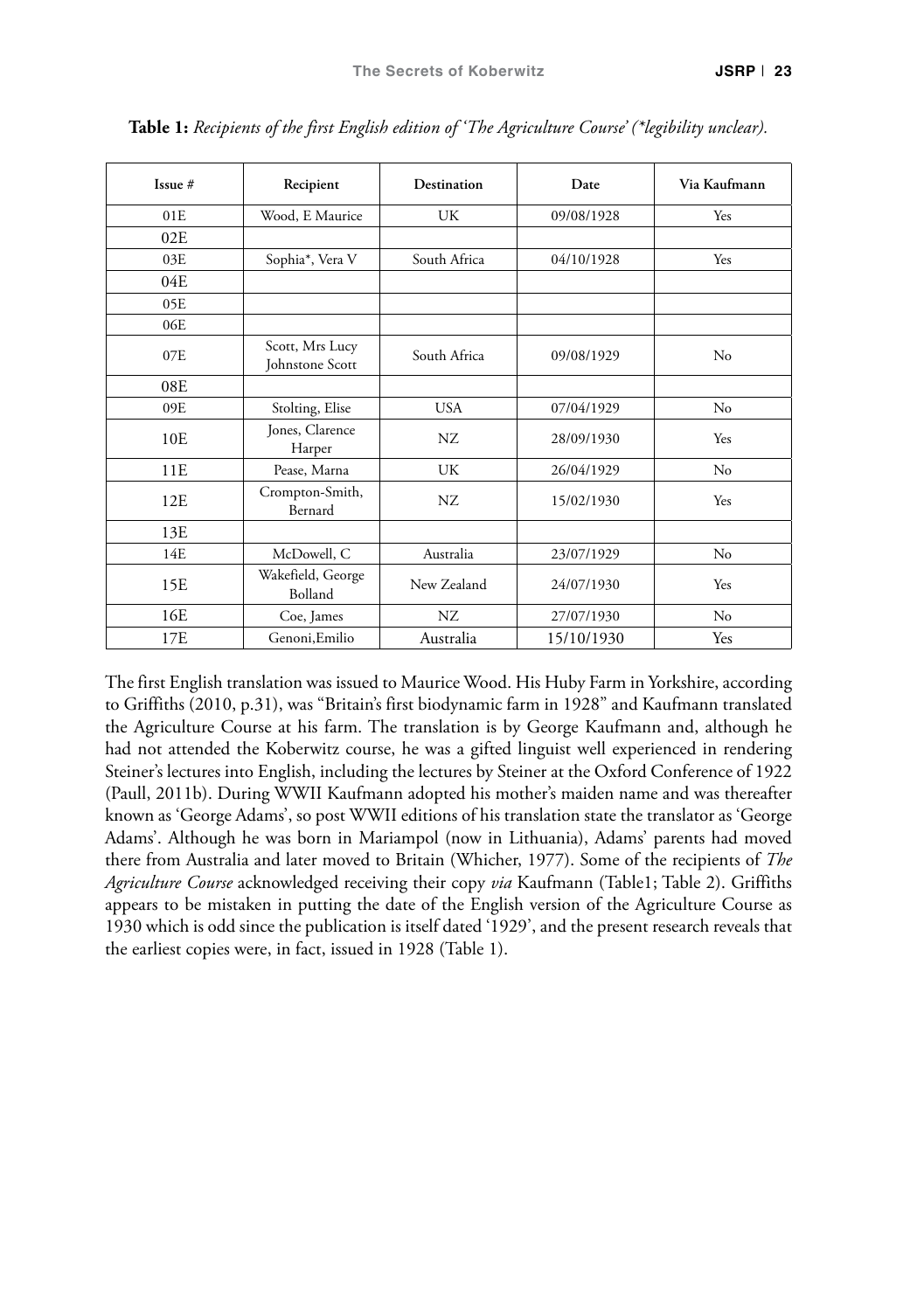**Table 1:** *Recipients of the first English edition of 'The Agriculture Course' (*legibility unclear).*

| Issue # | Recipient | Destination | Date | Via Kaufmann |
|---|---|---|---|---|
| 01E | Wood, E Maurice | UK | 09/08/1928 | Yes |
| 02E | | | | |
| 03E | Sophia*, Vera V | South Africa | 04/10/1928 | Yes |
| 04E | | | | |
| 05E | | | | |
| 06E | | | | |
| 07E | Scott, Mrs Lucy Johnstone Scott | South Africa | 09/08/1929 | No |
| 08E | | | | |
| 09E | Stolting, Elise | USA | 07/04/1929 | No |
| 10E | Jones, Clarence Harper | NZ | 28/09/1930 | Yes |
| 11E | Pease, Marna | UK | 26/04/1929 | No |
| 12E | Crompton-Smith, Bernard | NZ | 15/02/1930 | Yes |
| 13E | | | | |
| 14E | McDowell, C | Australia | 23/07/1929 | No |
| 15E | Wakefield, George Bolland | New Zealand | 24/07/1930 | Yes |
| 16E | Coe, James | NZ | 27/07/1930 | No |
| 17E | Genoni,Emilio | Australia | 15/10/1930 | Yes |

The first English translation was issued to Maurice Wood. His Huby Farm in Yorkshire, according to Griffiths (2010, p.31), was "Britain's first biodynamic farm in 1928" and Kaufmann translated the Agriculture Course at his farm. The translation is by George Kaufmann and, although he had not attended the Koberwitz course, he was a gifted linguist well experienced in rendering Steiner's lectures into English, including the lectures by Steiner at the Oxford Conference of 1922 (Paull, 2011b). During WWII Kaufmann adopted his mother's maiden name and was thereafter known as 'George Adams', so post WWII editions of his translation state the translator as 'George Adams'. Although he was born in Mariampol (now in Lithuania), Adams' parents had moved there from Australia and later moved to Britain (Whicher, 1977). Some of the recipients of *The Agriculture Course* acknowledged receiving their copy *via* Kaufmann (Table1; Table 2). Griffiths appears to be mistaken in putting the date of the English version of the Agriculture Course as 1930 which is odd since the publication is itself dated '1929', and the present research reveals that the earliest copies were, in fact, issued in 1928 (Table 1).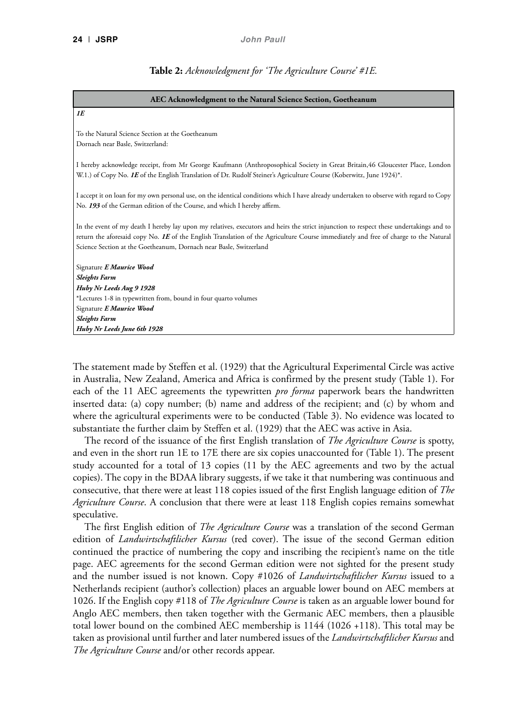**Table 2:** *Acknowledgment for 'The Agriculture Course' #1E.*

| AEC Acknowledgment to the Natural Science Section, Goetheanum |
| --- |
| ***1E*** |
| To the Natural Science Section at the Goetheanum<br>Dornach near Basle, Switzerland: |
| I hereby acknowledge receipt, from Mr George Kaufmann (Anthroposophical Society in Great Britain,46 Gloucester Place, London W.1.) of Copy No. ***1E*** of the English Translation of Dr. Rudolf Steiner's Agriculture Course (Koberwitz, June 1924)*. |
| I accept it on loan for my own personal use, on the identical conditions which I have already undertaken to observe with regard to Copy No. ***193*** of the German edition of the Course, and which I hereby affirm. |
| In the event of my death I hereby lay upon my relatives, executors and heirs the strict injunction to respect these undertakings and to return the aforesaid copy No. ***1E*** of the English Translation of the Agriculture Course immediately and free of charge to the Natural Science Section at the Goetheanum, Dornach near Basle, Switzerland |
| Signature ***E Maurice Wood***<br>***Sleights Farm***<br>***Huby Nr Leeds Aug 9 1928***<br>*Lectures 1-8 in typewritten from, bound in four quarto volumes<br>Signature ***E Maurice Wood***<br>***Sleights Farm***<br>***Huby Nr Leeds June 6th 1928*** |

The statement made by Steffen et al. (1929) that the Agricultural Experimental Circle was active in Australia, New Zealand, America and Africa is confirmed by the present study (Table 1). For each of the 11 AEC agreements the typewritten *pro forma* paperwork bears the handwritten inserted data: (a) copy number; (b) name and address of the recipient; and (c) by whom and where the agricultural experiments were to be conducted (Table 3). No evidence was located to substantiate the further claim by Steffen et al. (1929) that the AEC was active in Asia.

The record of the issuance of the first English translation of *The Agriculture Course* is spotty, and even in the short run 1E to 17E there are six copies unaccounted for (Table 1). The present study accounted for a total of 13 copies (11 by the AEC agreements and two by the actual copies). The copy in the BDAA library suggests, if we take it that numbering was continuous and consecutive, that there were at least 118 copies issued of the first English language edition of *The Agriculture Course*. A conclusion that there were at least 118 English copies remains somewhat speculative.

The first English edition of *The Agriculture Course* was a translation of the second German edition of *Landwirtschaftlicher Kursus* (red cover). The issue of the second German edition continued the practice of numbering the copy and inscribing the recipient's name on the title page. AEC agreements for the second German edition were not sighted for the present study and the number issued is not known. Copy #1026 of *Landwirtschaftlicher Kursus* issued to a Netherlands recipient (author's collection) places an arguable lower bound on AEC members at 1026. If the English copy #118 of *The Agriculture Course* is taken as an arguable lower bound for Anglo AEC members, then taken together with the Germanic AEC members, then a plausible total lower bound on the combined AEC membership is 1144 (1026 +118). This total may be taken as provisional until further and later numbered issues of the *Landwirtschaftlicher Kursus* and *The Agriculture Course* and/or other records appear.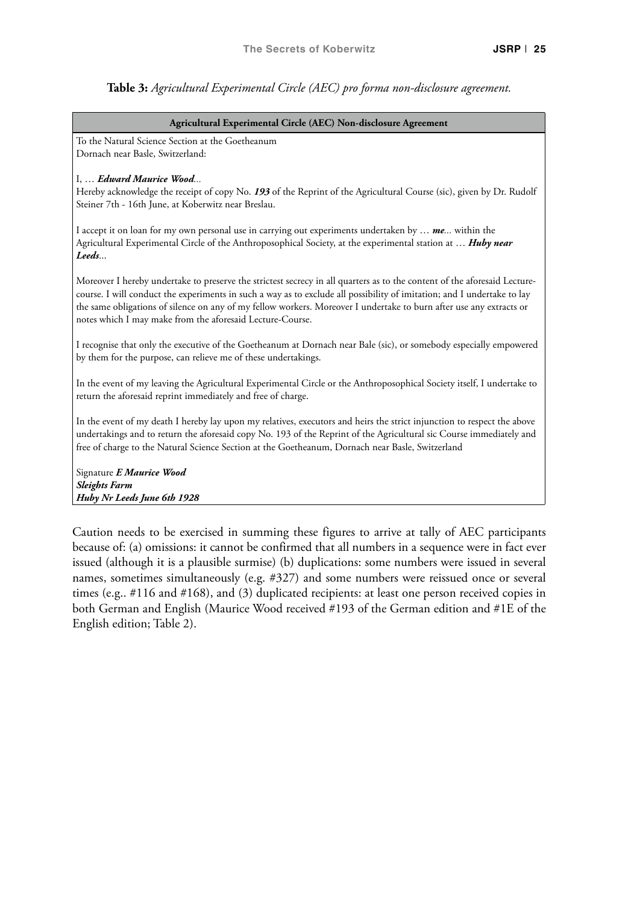**Table 3:** *Agricultural Experimental Circle (AEC) pro forma non-disclosure agreement.*

| **Agricultural Experimental Circle (AEC) Non-disclosure Agreement** |
| --- |
| To the Natural Science Section at the Goetheanum<br>Dornach near Basle, Switzerland: |
| I, … ***Edward Maurice Wood***...<br>Hereby acknowledge the receipt of copy No. ***193*** of the Reprint of the Agricultural Course (sic), given by Dr. Rudolf Steiner 7th - 16th June, at Koberwitz near Breslau. |
| I accept it on loan for my own personal use in carrying out experiments undertaken by … ***me***... within the Agricultural Experimental Circle of the Anthroposophical Society, at the experimental station at … ***Huby near Leeds***... |
| Moreover I hereby undertake to preserve the strictest secrecy in all quarters as to the content of the aforesaid Lecture-course. I will conduct the experiments in such a way as to exclude all possibility of imitation; and I undertake to lay the same obligations of silence on any of my fellow workers. Moreover I undertake to burn after use any extracts or notes which I may make from the aforesaid Lecture-Course. |
| I recognise that only the executive of the Goetheanum at Dornach near Bale (sic), or somebody especially empowered by them for the purpose, can relieve me of these undertakings. |
| In the event of my leaving the Agricultural Experimental Circle or the Anthroposophical Society itself, I undertake to return the aforesaid reprint immediately and free of charge. |
| In the event of my death I hereby lay upon my relatives, executors and heirs the strict injunction to respect the above undertakings and to return the aforesaid copy No. 193 of the Reprint of the Agricultural sic Course immediately and free of charge to the Natural Science Section at the Goetheanum, Dornach near Basle, Switzerland |
| Signature ***E Maurice Wood***<br>***Sleights Farm***<br>***Huby Nr Leeds June 6th 1928*** |

Caution needs to be exercised in summing these figures to arrive at tally of AEC participants because of: (a) omissions: it cannot be confirmed that all numbers in a sequence were in fact ever issued (although it is a plausible surmise) (b) duplications: some numbers were issued in several names, sometimes simultaneously (e.g. #327) and some numbers were reissued once or several times (e.g.. #116 and #168), and (3) duplicated recipients: at least one person received copies in both German and English (Maurice Wood received #193 of the German edition and #1E of the English edition; Table 2).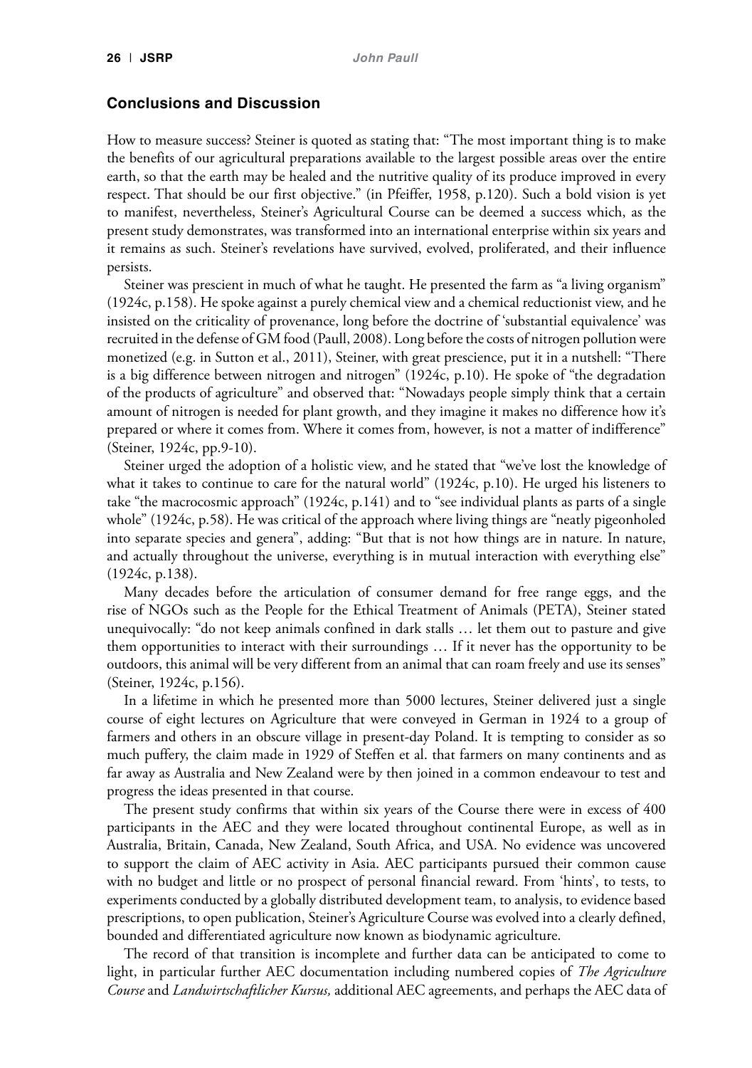## Conclusions and Discussion

How to measure success? Steiner is quoted as stating that: "The most important thing is to make the benefits of our agricultural preparations available to the largest possible areas over the entire earth, so that the earth may be healed and the nutritive quality of its produce improved in every respect. That should be our first objective." (in Pfeiffer, 1958, p.120). Such a bold vision is yet to manifest, nevertheless, Steiner's Agricultural Course can be deemed a success which, as the present study demonstrates, was transformed into an international enterprise within six years and it remains as such. Steiner's revelations have survived, evolved, proliferated, and their influence persists.

Steiner was prescient in much of what he taught. He presented the farm as "a living organism" (1924c, p.158). He spoke against a purely chemical view and a chemical reductionist view, and he insisted on the criticality of provenance, long before the doctrine of 'substantial equivalence' was recruited in the defense of GM food (Paull, 2008). Long before the costs of nitrogen pollution were monetized (e.g. in Sutton et al., 2011), Steiner, with great prescience, put it in a nutshell: "There is a big difference between nitrogen and nitrogen" (1924c, p.10). He spoke of "the degradation of the products of agriculture" and observed that: "Nowadays people simply think that a certain amount of nitrogen is needed for plant growth, and they imagine it makes no difference how it's prepared or where it comes from. Where it comes from, however, is not a matter of indifference" (Steiner, 1924c, pp.9-10).

Steiner urged the adoption of a holistic view, and he stated that "we've lost the knowledge of what it takes to continue to care for the natural world" (1924c, p.10). He urged his listeners to take "the macrocosmic approach" (1924c, p.141) and to "see individual plants as parts of a single whole" (1924c, p.58). He was critical of the approach where living things are "neatly pigeonholed into separate species and genera", adding: "But that is not how things are in nature. In nature, and actually throughout the universe, everything is in mutual interaction with everything else" (1924c, p.138).

Many decades before the articulation of consumer demand for free range eggs, and the rise of NGOs such as the People for the Ethical Treatment of Animals (PETA), Steiner stated unequivocally: "do not keep animals confined in dark stalls … let them out to pasture and give them opportunities to interact with their surroundings … If it never has the opportunity to be outdoors, this animal will be very different from an animal that can roam freely and use its senses" (Steiner, 1924c, p.156).

In a lifetime in which he presented more than 5000 lectures, Steiner delivered just a single course of eight lectures on Agriculture that were conveyed in German in 1924 to a group of farmers and others in an obscure village in present-day Poland. It is tempting to consider as so much puffery, the claim made in 1929 of Steffen et al. that farmers on many continents and as far away as Australia and New Zealand were by then joined in a common endeavour to test and progress the ideas presented in that course.

The present study confirms that within six years of the Course there were in excess of 400 participants in the AEC and they were located throughout continental Europe, as well as in Australia, Britain, Canada, New Zealand, South Africa, and USA. No evidence was uncovered to support the claim of AEC activity in Asia. AEC participants pursued their common cause with no budget and little or no prospect of personal financial reward. From 'hints', to tests, to experiments conducted by a globally distributed development team, to analysis, to evidence based prescriptions, to open publication, Steiner's Agriculture Course was evolved into a clearly defined, bounded and differentiated agriculture now known as biodynamic agriculture.

The record of that transition is incomplete and further data can be anticipated to come to light, in particular further AEC documentation including numbered copies of *The Agriculture Course* and *Landwirtschaftlicher Kursus,* additional AEC agreements, and perhaps the AEC data of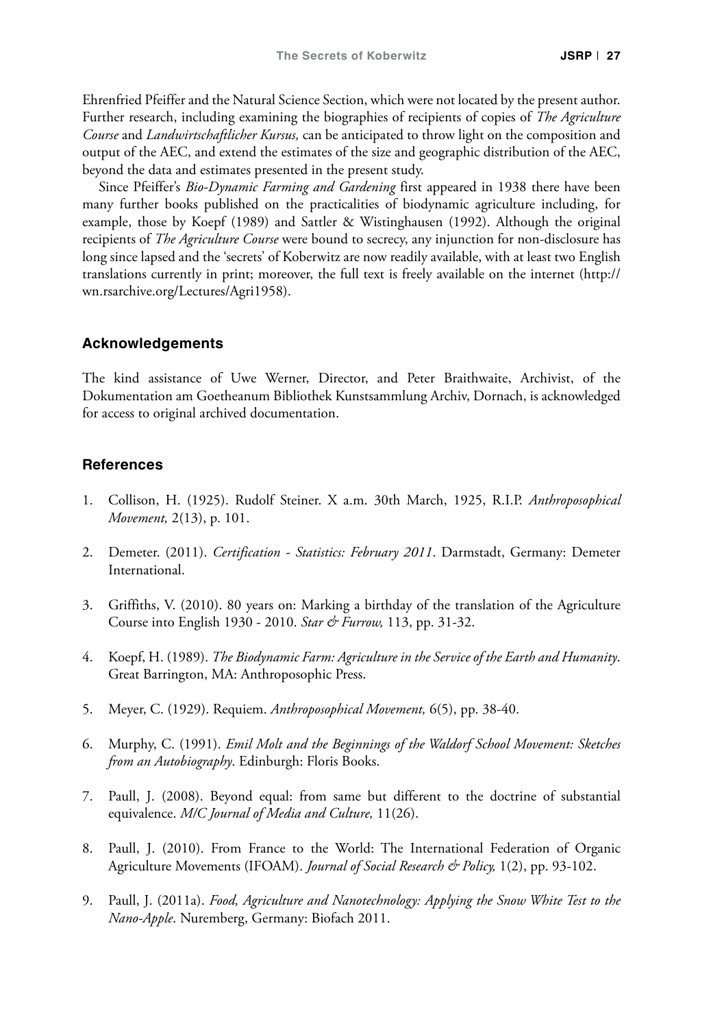Ehrenfried Pfeiffer and the Natural Science Section, which were not located by the present author. Further research, including examining the biographies of recipients of copies of *The Agriculture Course* and *Landwirtschaftlicher Kursus,* can be anticipated to throw light on the composition and output of the AEC, and extend the estimates of the size and geographic distribution of the AEC, beyond the data and estimates presented in the present study.

Since Pfeiffer's *Bio-Dynamic Farming and Gardening* first appeared in 1938 there have been many further books published on the practicalities of biodynamic agriculture including, for example, those by Koepf (1989) and Sattler & Wistinghausen (1992). Although the original recipients of *The Agriculture Course* were bound to secrecy, any injunction for non-disclosure has long since lapsed and the 'secrets' of Koberwitz are now readily available, with at least two English translations currently in print; moreover, the full text is freely available on the internet (http://wn.rsarchive.org/Lectures/Agri1958).

## Acknowledgements

The kind assistance of Uwe Werner, Director, and Peter Braithwaite, Archivist, of the Dokumentation am Goetheanum Bibliothek Kunstsammlung Archiv, Dornach, is acknowledged for access to original archived documentation.

## References

1. Collison, H. (1925). Rudolf Steiner. X a.m. 30th March, 1925, R.I.P. *Anthroposophical Movement,* 2(13), p. 101.
2. Demeter. (2011). *Certification - Statistics: February 2011*. Darmstadt, Germany: Demeter International.
3. Griffiths, V. (2010). 80 years on: Marking a birthday of the translation of the Agriculture Course into English 1930 - 2010. *Star & Furrow,* 113, pp. 31-32.
4. Koepf, H. (1989). *The Biodynamic Farm: Agriculture in the Service of the Earth and Humanity*. Great Barrington, MA: Anthroposophic Press.
5. Meyer, C. (1929). Requiem. *Anthroposophical Movement,* 6(5), pp. 38-40.
6. Murphy, C. (1991). *Emil Molt and the Beginnings of the Waldorf School Movement: Sketches from an Autobiography*. Edinburgh: Floris Books.
7. Paull, J. (2008). Beyond equal: from same but different to the doctrine of substantial equivalence. *M/C Journal of Media and Culture,* 11(26).
8. Paull, J. (2010). From France to the World: The International Federation of Organic Agriculture Movements (IFOAM). *Journal of Social Research & Policy,* 1(2), pp. 93-102.
9. Paull, J. (2011a). *Food, Agriculture and Nanotechnology: Applying the Snow White Test to the Nano-Apple*. Nuremberg, Germany: Biofach 2011.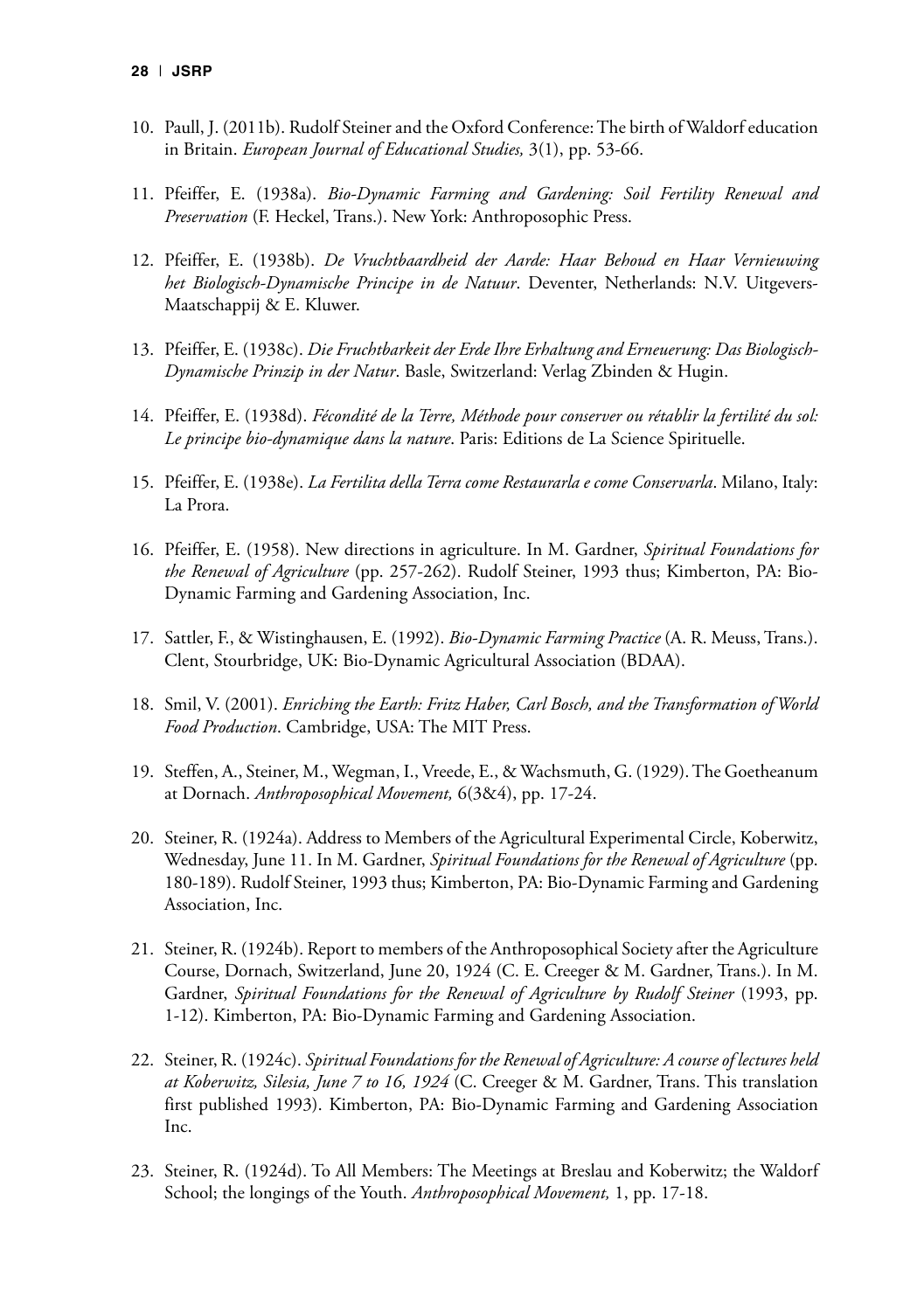10. Paull, J. (2011b). Rudolf Steiner and the Oxford Conference: The birth of Waldorf education in Britain. *European Journal of Educational Studies,* 3(1), pp. 53-66.

11. Pfeiffer, E. (1938a). *Bio-Dynamic Farming and Gardening: Soil Fertility Renewal and Preservation* (F. Heckel, Trans.). New York: Anthroposophic Press.

12. Pfeiffer, E. (1938b). *De Vruchtbaardheid der Aarde: Haar Behoud en Haar Vernieuwing het Biologisch-Dynamische Principe in de Natuur*. Deventer, Netherlands: N.V. Uitgevers-Maatschappij & E. Kluwer.

13. Pfeiffer, E. (1938c). *Die Fruchtbarkeit der Erde Ihre Erhaltung and Erneuerung: Das Biologisch-Dynamische Prinzip in der Natur*. Basle, Switzerland: Verlag Zbinden & Hugin.

14. Pfeiffer, E. (1938d). *Fécondité de la Terre, Méthode pour conserver ou rétablir la fertilité du sol: Le principe bio-dynamique dans la nature*. Paris: Editions de La Science Spirituelle.

15. Pfeiffer, E. (1938e). *La Fertilita della Terra come Restaurarla e come Conservarla*. Milano, Italy: La Prora.

16. Pfeiffer, E. (1958). New directions in agriculture. In M. Gardner, *Spiritual Foundations for the Renewal of Agriculture* (pp. 257-262). Rudolf Steiner, 1993 thus; Kimberton, PA: Bio-Dynamic Farming and Gardening Association, Inc.

17. Sattler, F., & Wistinghausen, E. (1992). *Bio-Dynamic Farming Practice* (A. R. Meuss, Trans.). Clent, Stourbridge, UK: Bio-Dynamic Agricultural Association (BDAA).

18. Smil, V. (2001). *Enriching the Earth: Fritz Haber, Carl Bosch, and the Transformation of World Food Production*. Cambridge, USA: The MIT Press.

19. Steffen, A., Steiner, M., Wegman, I., Vreede, E., & Wachsmuth, G. (1929). The Goetheanum at Dornach. *Anthroposophical Movement,* 6(3&4), pp. 17-24.

20. Steiner, R. (1924a). Address to Members of the Agricultural Experimental Circle, Koberwitz, Wednesday, June 11. In M. Gardner, *Spiritual Foundations for the Renewal of Agriculture* (pp. 180-189). Rudolf Steiner, 1993 thus; Kimberton, PA: Bio-Dynamic Farming and Gardening Association, Inc.

21. Steiner, R. (1924b). Report to members of the Anthroposophical Society after the Agriculture Course, Dornach, Switzerland, June 20, 1924 (C. E. Creeger & M. Gardner, Trans.). In M. Gardner, *Spiritual Foundations for the Renewal of Agriculture by Rudolf Steiner* (1993, pp. 1-12). Kimberton, PA: Bio-Dynamic Farming and Gardening Association.

22. Steiner, R. (1924c). *Spiritual Foundations for the Renewal of Agriculture: A course of lectures held at Koberwitz, Silesia, June 7 to 16, 1924* (C. Creeger & M. Gardner, Trans. This translation first published 1993). Kimberton, PA: Bio-Dynamic Farming and Gardening Association Inc.

23. Steiner, R. (1924d). To All Members: The Meetings at Breslau and Koberwitz; the Waldorf School; the longings of the Youth. *Anthroposophical Movement,* 1, pp. 17-18.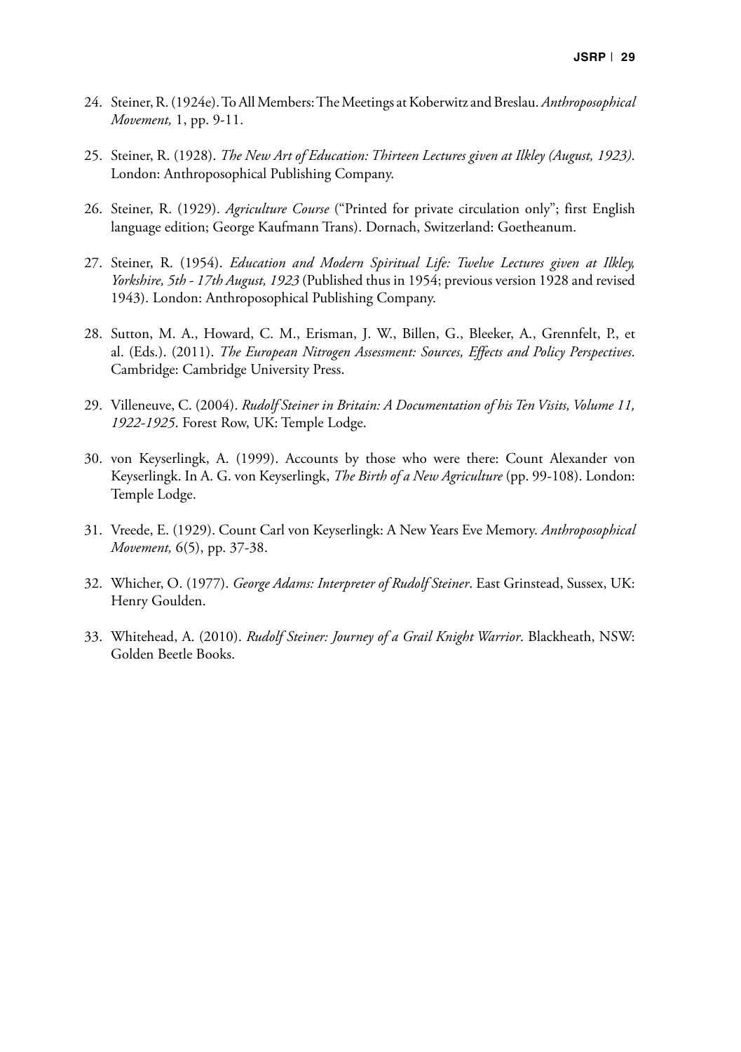24. Steiner, R. (1924e). To All Members: The Meetings at Koberwitz and Breslau. *Anthroposophical Movement,* 1, pp. 9-11.

25. Steiner, R. (1928). *The New Art of Education: Thirteen Lectures given at Ilkley (August, 1923).* London: Anthroposophical Publishing Company.

26. Steiner, R. (1929). *Agriculture Course* ("Printed for private circulation only"; first English language edition; George Kaufmann Trans). Dornach, Switzerland: Goetheanum.

27. Steiner, R. (1954). *Education and Modern Spiritual Life: Twelve Lectures given at Ilkley, Yorkshire, 5th - 17th August, 1923* (Published thus in 1954; previous version 1928 and revised 1943). London: Anthroposophical Publishing Company.

28. Sutton, M. A., Howard, C. M., Erisman, J. W., Billen, G., Bleeker, A., Grennfelt, P., et al. (Eds.). (2011). *The European Nitrogen Assessment: Sources, Effects and Policy Perspectives*. Cambridge: Cambridge University Press.

29. Villeneuve, C. (2004). *Rudolf Steiner in Britain: A Documentation of his Ten Visits, Volume 11, 1922-1925*. Forest Row, UK: Temple Lodge.

30. von Keyserlingk, A. (1999). Accounts by those who were there: Count Alexander von Keyserlingk. In A. G. von Keyserlingk, *The Birth of a New Agriculture* (pp. 99-108). London: Temple Lodge.

31. Vreede, E. (1929). Count Carl von Keyserlingk: A New Years Eve Memory. *Anthroposophical Movement,* 6(5), pp. 37-38.

32. Whicher, O. (1977). *George Adams: Interpreter of Rudolf Steiner*. East Grinstead, Sussex, UK: Henry Goulden.

33. Whitehead, A. (2010). *Rudolf Steiner: Journey of a Grail Knight Warrior*. Blackheath, NSW: Golden Beetle Books.